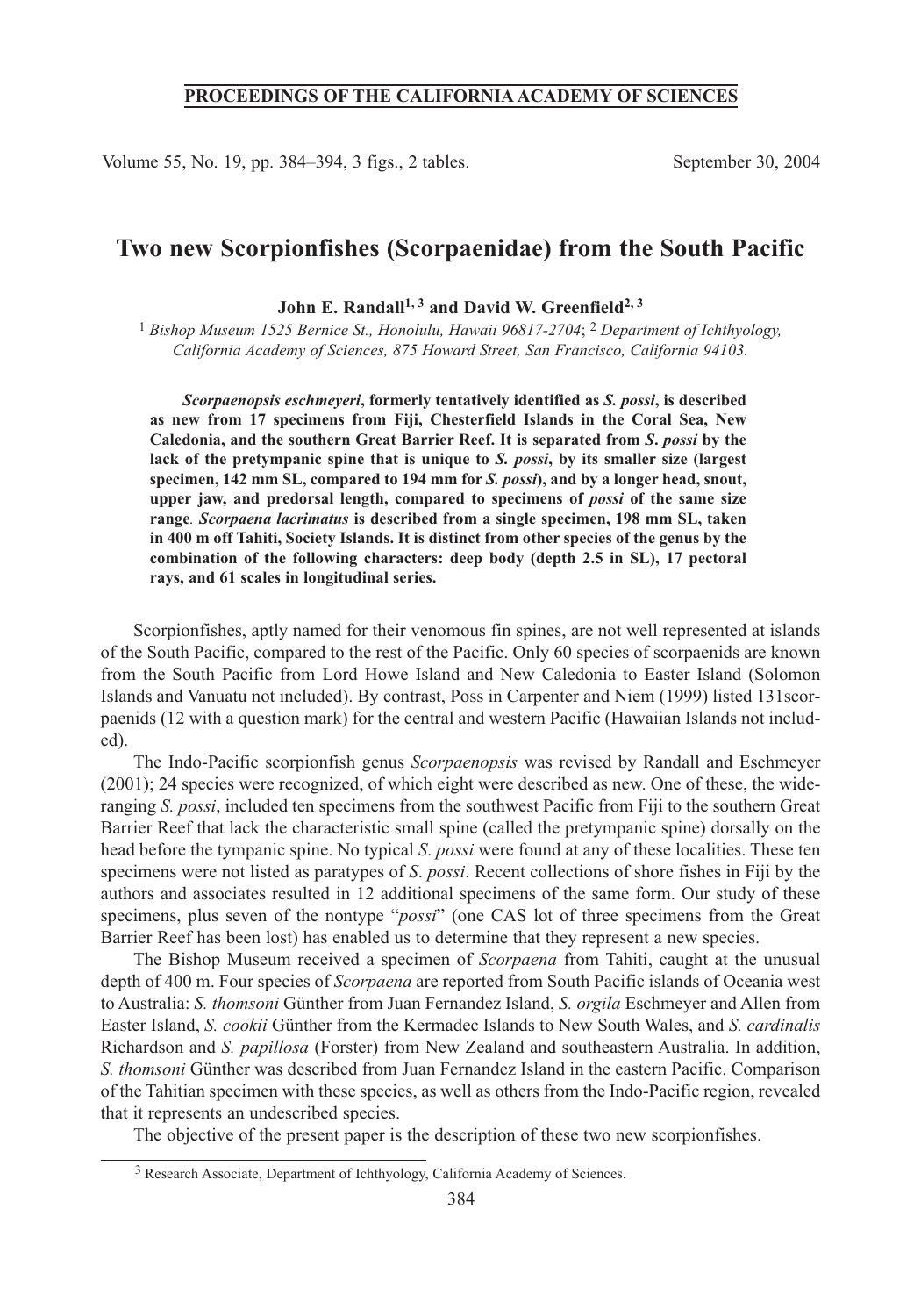# Two new Scorpionfishes (Scorpaenidae) from the South Pacific

**John E. Randall[1, 3] and David W. Greenfield[2, 3]**

[1] *Bishop Museum 1525 Bernice St., Honolulu, Hawaii 96817-2704*; [2] *Department of Ichthyology, California Academy of Sciences, 875 Howard Street, San Francisco, California 94103.*

***Scorpaenopsis eschmeyeri*, formerly tentatively identified as *S. possi*, is described as new from 17 specimens from Fiji, Chesterfield Islands in the Coral Sea, New Caledonia, and the southern Great Barrier Reef. It is separated from *S. possi* by the lack of the pretympanic spine that is unique to *S. possi*, by its smaller size (largest specimen, 142 mm SL, compared to 194 mm for *S. possi*), and by a longer head, snout, upper jaw, and predorsal length, compared to specimens of *possi* of the same size range. *Scorpaena lacrimatus* is described from a single specimen, 198 mm SL, taken in 400 m off Tahiti, Society Islands. It is distinct from other species of the genus by the combination of the following characters: deep body (depth 2.5 in SL), 17 pectoral rays, and 61 scales in longitudinal series.**

Scorpionfishes, aptly named for their venomous fin spines, are not well represented at islands of the South Pacific, compared to the rest of the Pacific. Only 60 species of scorpaenids are known from the South Pacific from Lord Howe Island and New Caledonia to Easter Island (Solomon Islands and Vanuatu not included). By contrast, Poss in Carpenter and Niem (1999) listed 131scorpaenids (12 with a question mark) for the central and western Pacific (Hawaiian Islands not included).

The Indo-Pacific scorpionfish genus *Scorpaenopsis* was revised by Randall and Eschmeyer (2001); 24 species were recognized, of which eight were described as new. One of these, the wide-ranging *S. possi*, included ten specimens from the southwest Pacific from Fiji to the southern Great Barrier Reef that lack the characteristic small spine (called the pretympanic spine) dorsally on the head before the tympanic spine. No typical *S. possi* were found at any of these localities. These ten specimens were not listed as paratypes of *S. possi*. Recent collections of shore fishes in Fiji by the authors and associates resulted in 12 additional specimens of the same form. Our study of these specimens, plus seven of the nontype "*possi*" (one CAS lot of three specimens from the Great Barrier Reef has been lost) has enabled us to determine that they represent a new species.

The Bishop Museum received a specimen of *Scorpaena* from Tahiti, caught at the unusual depth of 400 m. Four species of *Scorpaena* are reported from South Pacific islands of Oceania west to Australia: *S. thomsoni* Günther from Juan Fernandez Island, *S. orgila* Eschmeyer and Allen from Easter Island, *S. cookii* Günther from the Kermadec Islands to New South Wales, and *S. cardinalis* Richardson and *S. papillosa* (Forster) from New Zealand and southeastern Australia. In addition, *S. thomsoni* Günther was described from Juan Fernandez Island in the eastern Pacific. Comparison of the Tahitian specimen with these species, as well as others from the Indo-Pacific region, revealed that it represents an undescribed species.

The objective of the present paper is the description of these two new scorpionfishes.

[3] Research Associate, Department of Ichthyology, California Academy of Sciences.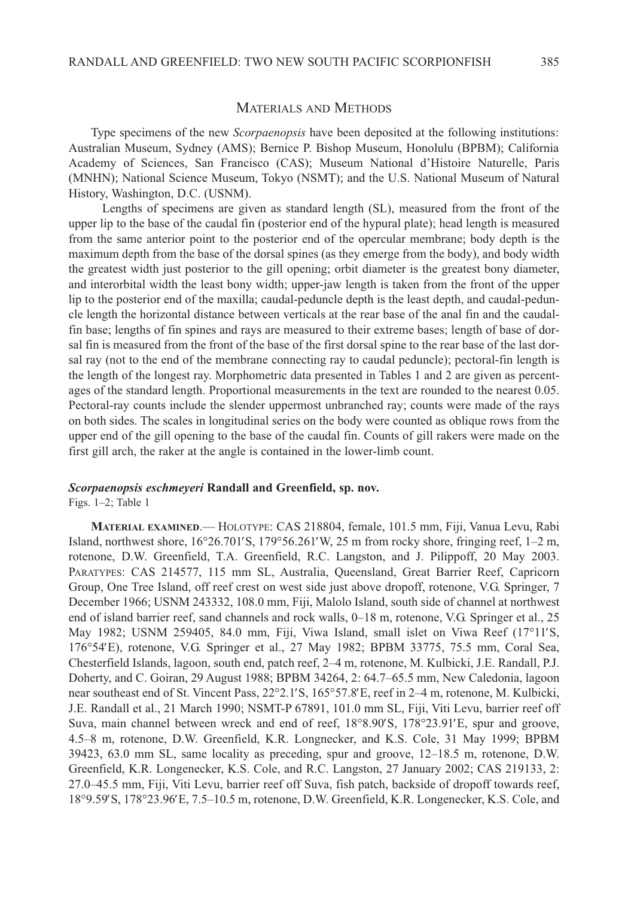## Materials and Methods

Type specimens of the new *Scorpaenopsis* have been deposited at the following institutions: Australian Museum, Sydney (AMS); Bernice P. Bishop Museum, Honolulu (BPBM); California Academy of Sciences, San Francisco (CAS); Museum National d'Histoire Naturelle, Paris (MNHN); National Science Museum, Tokyo (NSMT); and the U.S. National Museum of Natural History, Washington, D.C. (USNM).

Lengths of specimens are given as standard length (SL), measured from the front of the upper lip to the base of the caudal fin (posterior end of the hypural plate); head length is measured from the same anterior point to the posterior end of the opercular membrane; body depth is the maximum depth from the base of the dorsal spines (as they emerge from the body), and body width the greatest width just posterior to the gill opening; orbit diameter is the greatest bony diameter, and interorbital width the least bony width; upper-jaw length is taken from the front of the upper lip to the posterior end of the maxilla; caudal-peduncle depth is the least depth, and caudal-peduncle length the horizontal distance between verticals at the rear base of the anal fin and the caudal-fin base; lengths of fin spines and rays are measured to their extreme bases; length of base of dorsal fin is measured from the front of the base of the first dorsal spine to the rear base of the last dorsal ray (not to the end of the membrane connecting ray to caudal peduncle); pectoral-fin length is the length of the longest ray. Morphometric data presented in Tables 1 and 2 are given as percentages of the standard length. Proportional measurements in the text are rounded to the nearest 0.05. Pectoral-ray counts include the slender uppermost unbranched ray; counts were made of the rays on both sides. The scales in longitudinal series on the body were counted as oblique rows from the upper end of the gill opening to the base of the caudal fin. Counts of gill rakers were made on the first gill arch, the raker at the angle is contained in the lower-limb count.

### *Scorpaenopsis eschmeyeri* Randall and Greenfield, sp. nov.

Figs. 1–2; Table 1

**Material examined**.— Holotype: CAS 218804, female, 101.5 mm, Fiji, Vanua Levu, Rabi Island, northwest shore, 16°26.701′S, 179°56.261′W, 25 m from rocky shore, fringing reef, 1–2 m, rotenone, D.W. Greenfield, T.A. Greenfield, R.C. Langston, and J. Pilippoff, 20 May 2003. Paratypes: CAS 214577, 115 mm SL, Australia, Queensland, Great Barrier Reef, Capricorn Group, One Tree Island, off reef crest on west side just above dropoff, rotenone, V.G. Springer, 7 December 1966; USNM 243332, 108.0 mm, Fiji, Malolo Island, south side of channel at northwest end of island barrier reef, sand channels and rock walls, 0–18 m, rotenone, V.G. Springer et al., 25 May 1982; USNM 259405, 84.0 mm, Fiji, Viwa Island, small islet on Viwa Reef (17°11′S, 176°54′E), rotenone, V.G. Springer et al., 27 May 1982; BPBM 33775, 75.5 mm, Coral Sea, Chesterfield Islands, lagoon, south end, patch reef, 2–4 m, rotenone, M. Kulbicki, J.E. Randall, P.J. Doherty, and C. Goiran, 29 August 1988; BPBM 34264, 2: 64.7–65.5 mm, New Caledonia, lagoon near southeast end of St. Vincent Pass, 22°2.1′S, 165°57.8′E, reef in 2–4 m, rotenone, M. Kulbicki, J.E. Randall et al., 21 March 1990; NSMT-P 67891, 101.0 mm SL, Fiji, Viti Levu, barrier reef off Suva, main channel between wreck and end of reef, 18°8.90′S, 178°23.91′E, spur and groove, 4.5–8 m, rotenone, D.W. Greenfield, K.R. Longnecker, and K.S. Cole, 31 May 1999; BPBM 39423, 63.0 mm SL, same locality as preceding, spur and groove, 12–18.5 m, rotenone, D.W. Greenfield, K.R. Longenecker, K.S. Cole, and R.C. Langston, 27 January 2002; CAS 219133, 2: 27.0–45.5 mm, Fiji, Viti Levu, barrier reef off Suva, fish patch, backside of dropoff towards reef, 18°9.59′S, 178°23.96′E, 7.5–10.5 m, rotenone, D.W. Greenfield, K.R. Longenecker, K.S. Cole, and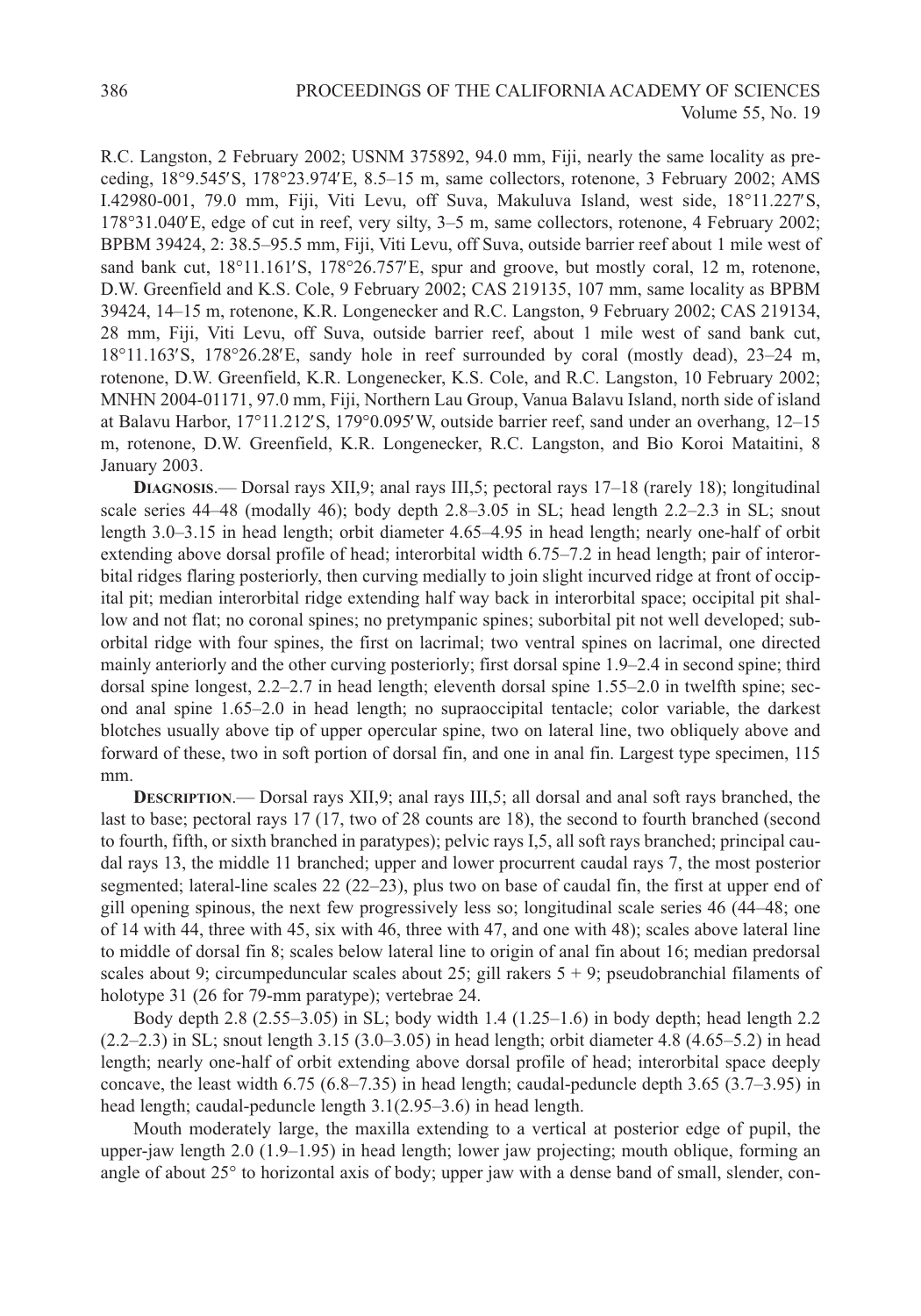R.C. Langston, 2 February 2002; USNM 375892, 94.0 mm, Fiji, nearly the same locality as preceding, 18°9.545′S, 178°23.974′E, 8.5–15 m, same collectors, rotenone, 3 February 2002; AMS I.42980-001, 79.0 mm, Fiji, Viti Levu, off Suva, Makuluva Island, west side, 18°11.227′S, 178°31.040′E, edge of cut in reef, very silty, 3–5 m, same collectors, rotenone, 4 February 2002; BPBM 39424, 2: 38.5–95.5 mm, Fiji, Viti Levu, off Suva, outside barrier reef about 1 mile west of sand bank cut, 18°11.161′S, 178°26.757′E, spur and groove, but mostly coral, 12 m, rotenone, D.W. Greenfield and K.S. Cole, 9 February 2002; CAS 219135, 107 mm, same locality as BPBM 39424, 14–15 m, rotenone, K.R. Longenecker and R.C. Langston, 9 February 2002; CAS 219134, 28 mm, Fiji, Viti Levu, off Suva, outside barrier reef, about 1 mile west of sand bank cut, 18°11.163′S, 178°26.28′E, sandy hole in reef surrounded by coral (mostly dead), 23–24 m, rotenone, D.W. Greenfield, K.R. Longenecker, K.S. Cole, and R.C. Langston, 10 February 2002; MNHN 2004-01171, 97.0 mm, Fiji, Northern Lau Group, Vanua Balavu Island, north side of island at Balavu Harbor, 17°11.212′S, 179°0.095′W, outside barrier reef, sand under an overhang, 12–15 m, rotenone, D.W. Greenfield, K.R. Longenecker, R.C. Langston, and Bio Koroi Mataitini, 8 January 2003.

**Diagnosis**.— Dorsal rays XII,9; anal rays III,5; pectoral rays 17–18 (rarely 18); longitudinal scale series 44–48 (modally 46); body depth 2.8–3.05 in SL; head length 2.2–2.3 in SL; snout length 3.0–3.15 in head length; orbit diameter 4.65–4.95 in head length; nearly one-half of orbit extending above dorsal profile of head; interorbital width 6.75–7.2 in head length; pair of interorbital ridges flaring posteriorly, then curving medially to join slight incurved ridge at front of occipital pit; median interorbital ridge extending half way back in interorbital space; occipital pit shallow and not flat; no coronal spines; no pretympanic spines; suborbital pit not well developed; suborbital ridge with four spines, the first on lacrimal; two ventral spines on lacrimal, one directed mainly anteriorly and the other curving posteriorly; first dorsal spine 1.9–2.4 in second spine; third dorsal spine longest, 2.2–2.7 in head length; eleventh dorsal spine 1.55–2.0 in twelfth spine; second anal spine 1.65–2.0 in head length; no supraoccipital tentacle; color variable, the darkest blotches usually above tip of upper opercular spine, two on lateral line, two obliquely above and forward of these, two in soft portion of dorsal fin, and one in anal fin. Largest type specimen, 115 mm.

**Description**.— Dorsal rays XII,9; anal rays III,5; all dorsal and anal soft rays branched, the last to base; pectoral rays 17 (17, two of 28 counts are 18), the second to fourth branched (second to fourth, fifth, or sixth branched in paratypes); pelvic rays I,5, all soft rays branched; principal caudal rays 13, the middle 11 branched; upper and lower procurrent caudal rays 7, the most posterior segmented; lateral-line scales 22 (22–23), plus two on base of caudal fin, the first at upper end of gill opening spinous, the next few progressively less so; longitudinal scale series 46 (44–48; one of 14 with 44, three with 45, six with 46, three with 47, and one with 48); scales above lateral line to middle of dorsal fin 8; scales below lateral line to origin of anal fin about 16; median predorsal scales about 9; circumpeduncular scales about 25; gill rakers 5 + 9; pseudobranchial filaments of holotype 31 (26 for 79-mm paratype); vertebrae 24.

Body depth 2.8 (2.55–3.05) in SL; body width 1.4 (1.25–1.6) in body depth; head length 2.2 (2.2–2.3) in SL; snout length 3.15 (3.0–3.05) in head length; orbit diameter 4.8 (4.65–5.2) in head length; nearly one-half of orbit extending above dorsal profile of head; interorbital space deeply concave, the least width 6.75 (6.8–7.35) in head length; caudal-peduncle depth 3.65 (3.7–3.95) in head length; caudal-peduncle length 3.1(2.95–3.6) in head length.

Mouth moderately large, the maxilla extending to a vertical at posterior edge of pupil, the upper-jaw length 2.0 (1.9–1.95) in head length; lower jaw projecting; mouth oblique, forming an angle of about 25° to horizontal axis of body; upper jaw with a dense band of small, slender, con-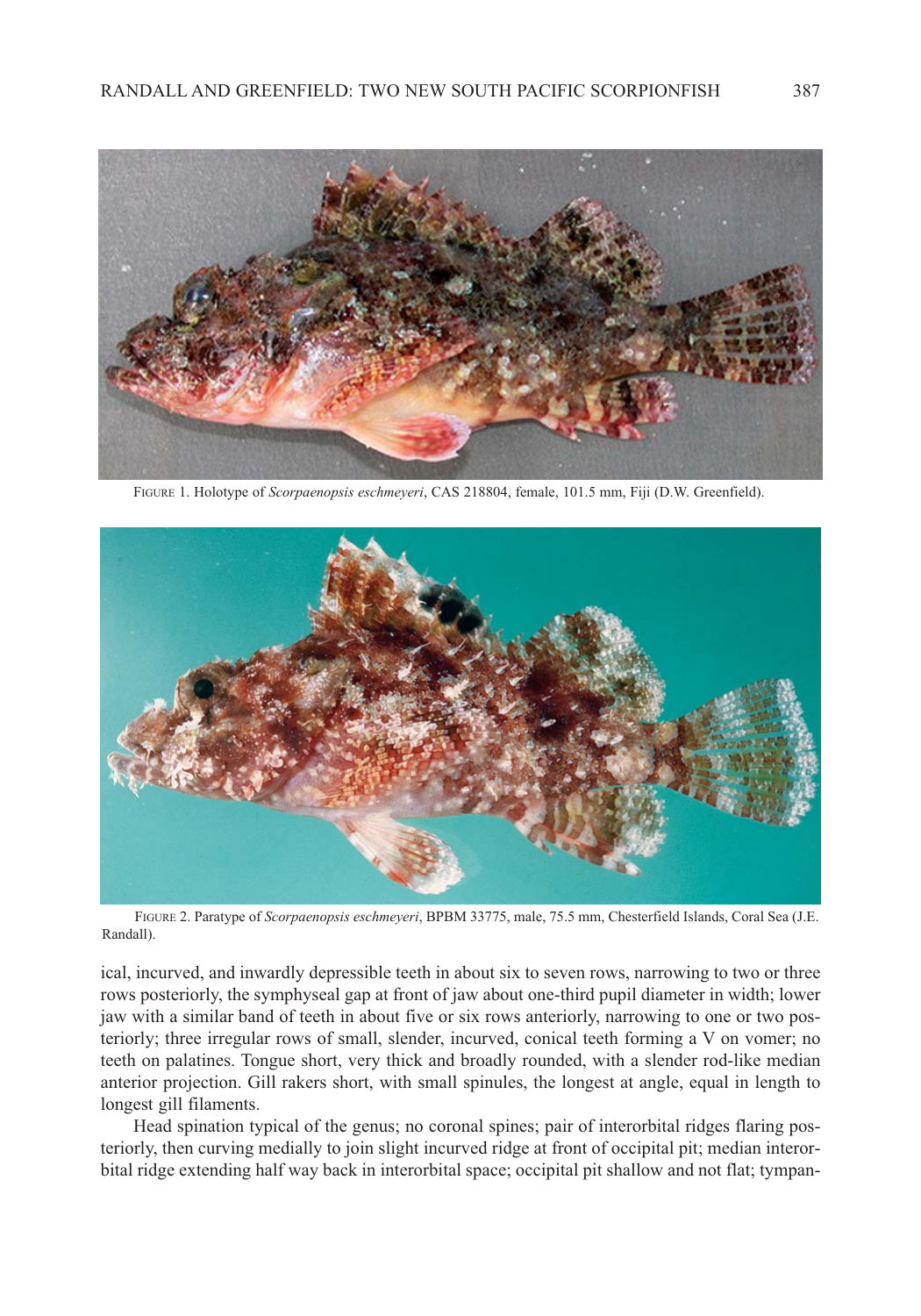FIGURE 1. Holotype of *Scorpaenopsis eschmeyeri*, CAS 218804, female, 101.5 mm, Fiji (D.W. Greenfield).

FIGURE 2. Paratype of *Scorpaenopsis eschmeyeri*, BPBM 33775, male, 75.5 mm, Chesterfield Islands, Coral Sea (J.E. Randall).

ical, incurved, and inwardly depressible teeth in about six to seven rows, narrowing to two or three rows posteriorly, the symphyseal gap at front of jaw about one-third pupil diameter in width; lower jaw with a similar band of teeth in about five or six rows anteriorly, narrowing to one or two posteriorly; three irregular rows of small, slender, incurved, conical teeth forming a V on vomer; no teeth on palatines. Tongue short, very thick and broadly rounded, with a slender rod-like median anterior projection. Gill rakers short, with small spinules, the longest at angle, equal in length to longest gill filaments.

Head spination typical of the genus; no coronal spines; pair of interorbital ridges flaring posteriorly, then curving medially to join slight incurved ridge at front of occipital pit; median interorbital ridge extending half way back in interorbital space; occipital pit shallow and not flat; tympan-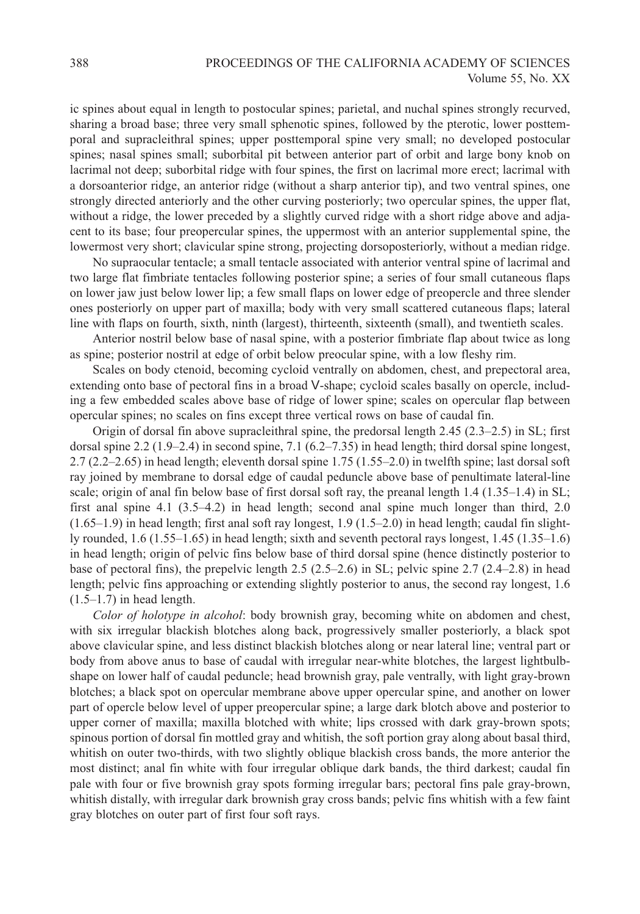ic spines about equal in length to postocular spines; parietal, and nuchal spines strongly recurved, sharing a broad base; three very small sphenotic spines, followed by the pterotic, lower posttemporal and supracleithral spines; upper posttemporal spine very small; no developed postocular spines; nasal spines small; suborbital pit between anterior part of orbit and large bony knob on lacrimal not deep; suborbital ridge with four spines, the first on lacrimal more erect; lacrimal with a dorsoanterior ridge, an anterior ridge (without a sharp anterior tip), and two ventral spines, one strongly directed anteriorly and the other curving posteriorly; two opercular spines, the upper flat, without a ridge, the lower preceded by a slightly curved ridge with a short ridge above and adjacent to its base; four preopercular spines, the uppermost with an anterior supplemental spine, the lowermost very short; clavicular spine strong, projecting dorsoposteriorly, without a median ridge.

No supraocular tentacle; a small tentacle associated with anterior ventral spine of lacrimal and two large flat fimbriate tentacles following posterior spine; a series of four small cutaneous flaps on lower jaw just below lower lip; a few small flaps on lower edge of preopercle and three slender ones posteriorly on upper part of maxilla; body with very small scattered cutaneous flaps; lateral line with flaps on fourth, sixth, ninth (largest), thirteenth, sixteenth (small), and twentieth scales.

Anterior nostril below base of nasal spine, with a posterior fimbriate flap about twice as long as spine; posterior nostril at edge of orbit below preocular spine, with a low fleshy rim.

Scales on body ctenoid, becoming cycloid ventrally on abdomen, chest, and prepectoral area, extending onto base of pectoral fins in a broad V-shape; cycloid scales basally on opercle, including a few embedded scales above base of ridge of lower spine; scales on opercular flap between opercular spines; no scales on fins except three vertical rows on base of caudal fin.

Origin of dorsal fin above supracleithral spine, the predorsal length 2.45 (2.3–2.5) in SL; first dorsal spine 2.2 (1.9–2.4) in second spine, 7.1 (6.2–7.35) in head length; third dorsal spine longest, 2.7 (2.2–2.65) in head length; eleventh dorsal spine 1.75 (1.55–2.0) in twelfth spine; last dorsal soft ray joined by membrane to dorsal edge of caudal peduncle above base of penultimate lateral-line scale; origin of anal fin below base of first dorsal soft ray, the preanal length 1.4 (1.35–1.4) in SL; first anal spine 4.1 (3.5–4.2) in head length; second anal spine much longer than third, 2.0 (1.65–1.9) in head length; first anal soft ray longest, 1.9 (1.5–2.0) in head length; caudal fin slightly rounded, 1.6 (1.55–1.65) in head length; sixth and seventh pectoral rays longest, 1.45 (1.35–1.6) in head length; origin of pelvic fins below base of third dorsal spine (hence distinctly posterior to base of pectoral fins), the prepelvic length 2.5 (2.5–2.6) in SL; pelvic spine 2.7 (2.4–2.8) in head length; pelvic fins approaching or extending slightly posterior to anus, the second ray longest, 1.6 (1.5–1.7) in head length.

*Color of holotype in alcohol*: body brownish gray, becoming white on abdomen and chest, with six irregular blackish blotches along back, progressively smaller posteriorly, a black spot above clavicular spine, and less distinct blackish blotches along or near lateral line; ventral part or body from above anus to base of caudal with irregular near-white blotches, the largest lightbulb-shape on lower half of caudal peduncle; head brownish gray, pale ventrally, with light gray-brown blotches; a black spot on opercular membrane above upper opercular spine, and another on lower part of opercle below level of upper preopercular spine; a large dark blotch above and posterior to upper corner of maxilla; maxilla blotched with white; lips crossed with dark gray-brown spots; spinous portion of dorsal fin mottled gray and whitish, the soft portion gray along about basal third, whitish on outer two-thirds, with two slightly oblique blackish cross bands, the more anterior the most distinct; anal fin white with four irregular oblique dark bands, the third darkest; caudal fin pale with four or five brownish gray spots forming irregular bars; pectoral fins pale gray-brown, whitish distally, with irregular dark brownish gray cross bands; pelvic fins whitish with a few faint gray blotches on outer part of first four soft rays.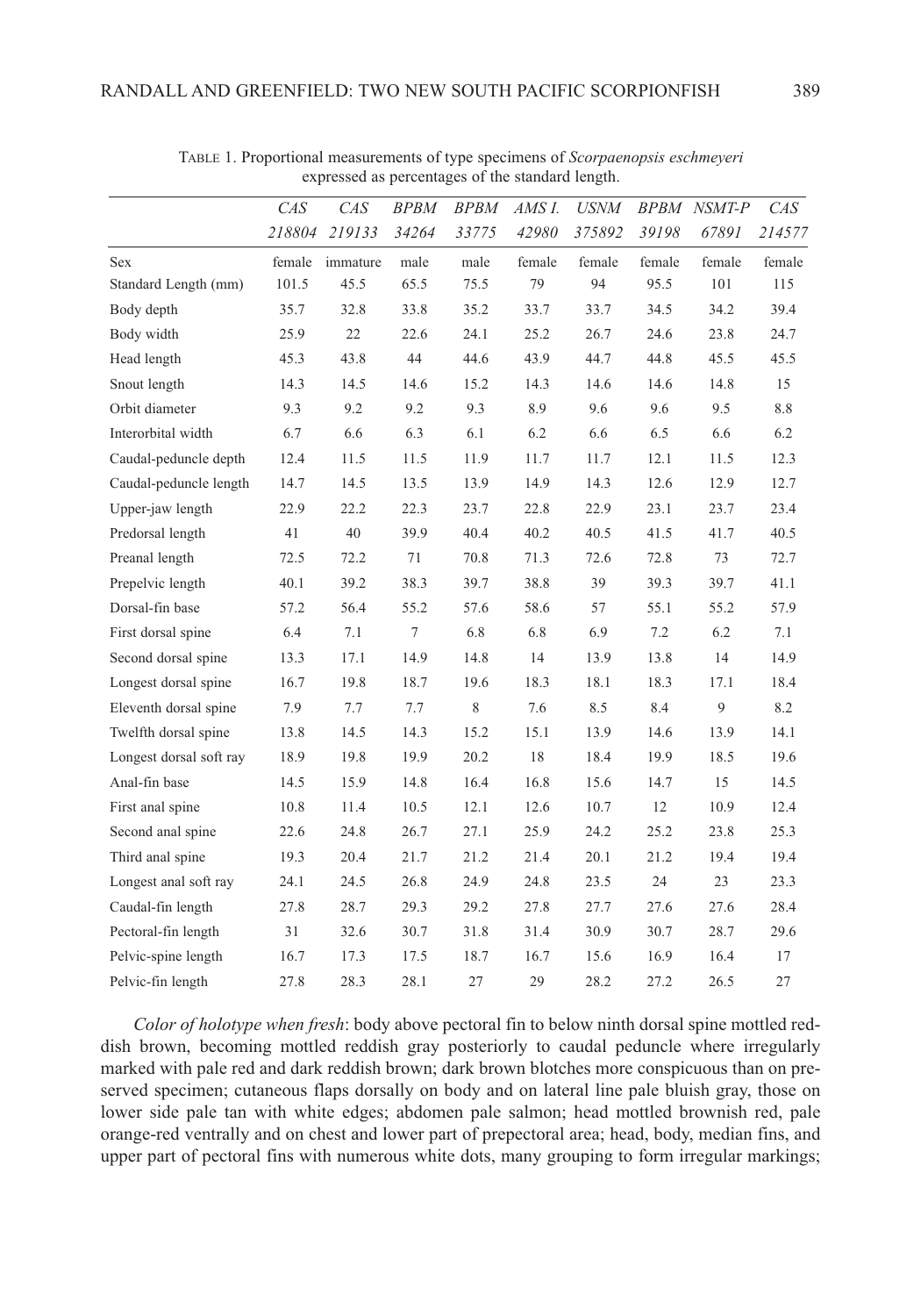TABLE 1. Proportional measurements of type specimens of *Scorpaenopsis eschmeyeri* expressed as percentages of the standard length.

| | *CAS 218804* | *CAS 219133* | *BPBM 34264* | *BPBM 33775* | *AMS I. 42980* | *USNM 375892* | *BPBM 39198* | *NSMT-P 67891* | *CAS 214577* |
|---|---|---|---|---|---|---|---|---|---|
| Sex | female | immature | male | male | female | female | female | female | female |
| Standard Length (mm) | 101.5 | 45.5 | 65.5 | 75.5 | 79 | 94 | 95.5 | 101 | 115 |
| Body depth | 35.7 | 32.8 | 33.8 | 35.2 | 33.7 | 33.7 | 34.5 | 34.2 | 39.4 |
| Body width | 25.9 | 22 | 22.6 | 24.1 | 25.2 | 26.7 | 24.6 | 23.8 | 24.7 |
| Head length | 45.3 | 43.8 | 44 | 44.6 | 43.9 | 44.7 | 44.8 | 45.5 | 45.5 |
| Snout length | 14.3 | 14.5 | 14.6 | 15.2 | 14.3 | 14.6 | 14.6 | 14.8 | 15 |
| Orbit diameter | 9.3 | 9.2 | 9.2 | 9.3 | 8.9 | 9.6 | 9.6 | 9.5 | 8.8 |
| Interorbital width | 6.7 | 6.6 | 6.3 | 6.1 | 6.2 | 6.6 | 6.5 | 6.6 | 6.2 |
| Caudal-peduncle depth | 12.4 | 11.5 | 11.5 | 11.9 | 11.7 | 11.7 | 12.1 | 11.5 | 12.3 |
| Caudal-peduncle length | 14.7 | 14.5 | 13.5 | 13.9 | 14.9 | 14.3 | 12.6 | 12.9 | 12.7 |
| Upper-jaw length | 22.9 | 22.2 | 22.3 | 23.7 | 22.8 | 22.9 | 23.1 | 23.7 | 23.4 |
| Predorsal length | 41 | 40 | 39.9 | 40.4 | 40.2 | 40.5 | 41.5 | 41.7 | 40.5 |
| Preanal length | 72.5 | 72.2 | 71 | 70.8 | 71.3 | 72.6 | 72.8 | 73 | 72.7 |
| Prepelvic length | 40.1 | 39.2 | 38.3 | 39.7 | 38.8 | 39 | 39.3 | 39.7 | 41.1 |
| Dorsal-fin base | 57.2 | 56.4 | 55.2 | 57.6 | 58.6 | 57 | 55.1 | 55.2 | 57.9 |
| First dorsal spine | 6.4 | 7.1 | 7 | 6.8 | 6.8 | 6.9 | 7.2 | 6.2 | 7.1 |
| Second dorsal spine | 13.3 | 17.1 | 14.9 | 14.8 | 14 | 13.9 | 13.8 | 14 | 14.9 |
| Longest dorsal spine | 16.7 | 19.8 | 18.7 | 19.6 | 18.3 | 18.1 | 18.3 | 17.1 | 18.4 |
| Eleventh dorsal spine | 7.9 | 7.7 | 7.7 | 8 | 7.6 | 8.5 | 8.4 | 9 | 8.2 |
| Twelfth dorsal spine | 13.8 | 14.5 | 14.3 | 15.2 | 15.1 | 13.9 | 14.6 | 13.9 | 14.1 |
| Longest dorsal soft ray | 18.9 | 19.8 | 19.9 | 20.2 | 18 | 18.4 | 19.9 | 18.5 | 19.6 |
| Anal-fin base | 14.5 | 15.9 | 14.8 | 16.4 | 16.8 | 15.6 | 14.7 | 15 | 14.5 |
| First anal spine | 10.8 | 11.4 | 10.5 | 12.1 | 12.6 | 10.7 | 12 | 10.9 | 12.4 |
| Second anal spine | 22.6 | 24.8 | 26.7 | 27.1 | 25.9 | 24.2 | 25.2 | 23.8 | 25.3 |
| Third anal spine | 19.3 | 20.4 | 21.7 | 21.2 | 21.4 | 20.1 | 21.2 | 19.4 | 19.4 |
| Longest anal soft ray | 24.1 | 24.5 | 26.8 | 24.9 | 24.8 | 23.5 | 24 | 23 | 23.3 |
| Caudal-fin length | 27.8 | 28.7 | 29.3 | 29.2 | 27.8 | 27.7 | 27.6 | 27.6 | 28.4 |
| Pectoral-fin length | 31 | 32.6 | 30.7 | 31.8 | 31.4 | 30.9 | 30.7 | 28.7 | 29.6 |
| Pelvic-spine length | 16.7 | 17.3 | 17.5 | 18.7 | 16.7 | 15.6 | 16.9 | 16.4 | 17 |
| Pelvic-fin length | 27.8 | 28.3 | 28.1 | 27 | 29 | 28.2 | 27.2 | 26.5 | 27 |

*Color of holotype when fresh*: body above pectoral fin to below ninth dorsal spine mottled reddish brown, becoming mottled reddish gray posteriorly to caudal peduncle where irregularly marked with pale red and dark reddish brown; dark brown blotches more conspicuous than on preserved specimen; cutaneous flaps dorsally on body and on lateral line pale bluish gray, those on lower side pale tan with white edges; abdomen pale salmon; head mottled brownish red, pale orange-red ventrally and on chest and lower part of prepectoral area; head, body, median fins, and upper part of pectoral fins with numerous white dots, many grouping to form irregular markings;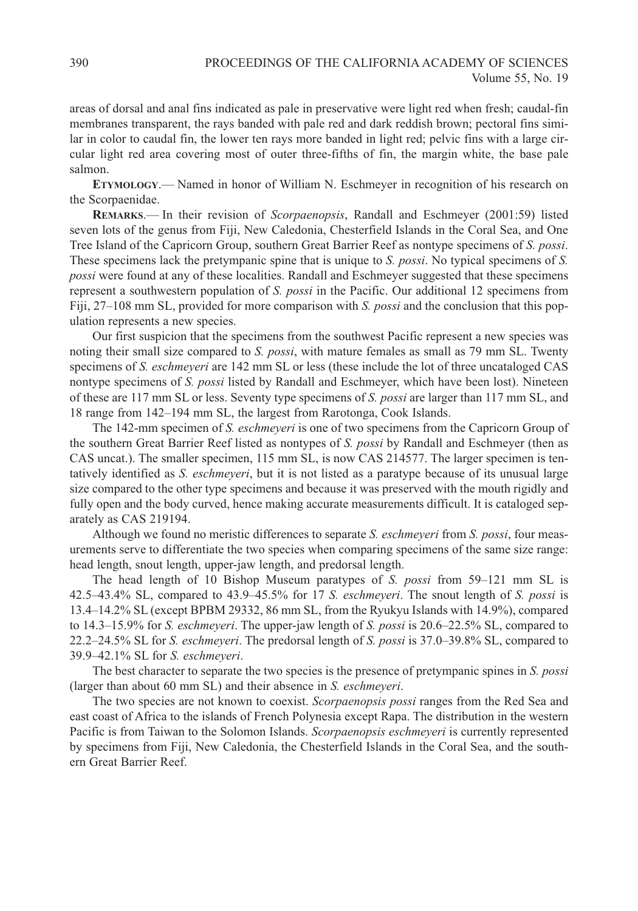areas of dorsal and anal fins indicated as pale in preservative were light red when fresh; caudal-fin membranes transparent, the rays banded with pale red and dark reddish brown; pectoral fins similar in color to caudal fin, the lower ten rays more banded in light red; pelvic fins with a large circular light red area covering most of outer three-fifths of fin, the margin white, the base pale salmon.

**ETYMOLOGY**.— Named in honor of William N. Eschmeyer in recognition of his research on the Scorpaenidae.

**REMARKS**.— In their revision of *Scorpaenopsis*, Randall and Eschmeyer (2001:59) listed seven lots of the genus from Fiji, New Caledonia, Chesterfield Islands in the Coral Sea, and One Tree Island of the Capricorn Group, southern Great Barrier Reef as nontype specimens of *S. possi*. These specimens lack the pretympanic spine that is unique to *S. possi*. No typical specimens of *S. possi* were found at any of these localities. Randall and Eschmeyer suggested that these specimens represent a southwestern population of *S. possi* in the Pacific. Our additional 12 specimens from Fiji, 27–108 mm SL, provided for more comparison with *S. possi* and the conclusion that this population represents a new species.

Our first suspicion that the specimens from the southwest Pacific represent a new species was noting their small size compared to *S. possi*, with mature females as small as 79 mm SL. Twenty specimens of *S. eschmeyeri* are 142 mm SL or less (these include the lot of three uncataloged CAS nontype specimens of *S. possi* listed by Randall and Eschmeyer, which have been lost). Nineteen of these are 117 mm SL or less. Seventy type specimens of *S. possi* are larger than 117 mm SL, and 18 range from 142–194 mm SL, the largest from Rarotonga, Cook Islands.

The 142-mm specimen of *S. eschmeyeri* is one of two specimens from the Capricorn Group of the southern Great Barrier Reef listed as nontypes of *S. possi* by Randall and Eschmeyer (then as CAS uncat.). The smaller specimen, 115 mm SL, is now CAS 214577. The larger specimen is tentatively identified as *S. eschmeyeri*, but it is not listed as a paratype because of its unusual large size compared to the other type specimens and because it was preserved with the mouth rigidly and fully open and the body curved, hence making accurate measurements difficult. It is cataloged separately as CAS 219194.

Although we found no meristic differences to separate *S. eschmeyeri* from *S. possi*, four measurements serve to differentiate the two species when comparing specimens of the same size range: head length, snout length, upper-jaw length, and predorsal length.

The head length of 10 Bishop Museum paratypes of *S. possi* from 59–121 mm SL is 42.5–43.4% SL, compared to 43.9–45.5% for 17 *S. eschmeyeri*. The snout length of *S. possi* is 13.4–14.2% SL (except BPBM 29332, 86 mm SL, from the Ryukyu Islands with 14.9%), compared to 14.3–15.9% for *S. eschmeyeri*. The upper-jaw length of *S. possi* is 20.6–22.5% SL, compared to 22.2–24.5% SL for *S. eschmeyeri*. The predorsal length of *S. possi* is 37.0–39.8% SL, compared to 39.9–42.1% SL for *S. eschmeyeri*.

The best character to separate the two species is the presence of pretympanic spines in *S. possi* (larger than about 60 mm SL) and their absence in *S. eschmeyeri*.

The two species are not known to coexist. *Scorpaenopsis possi* ranges from the Red Sea and east coast of Africa to the islands of French Polynesia except Rapa. The distribution in the western Pacific is from Taiwan to the Solomon Islands. *Scorpaenopsis eschmeyeri* is currently represented by specimens from Fiji, New Caledonia, the Chesterfield Islands in the Coral Sea, and the southern Great Barrier Reef.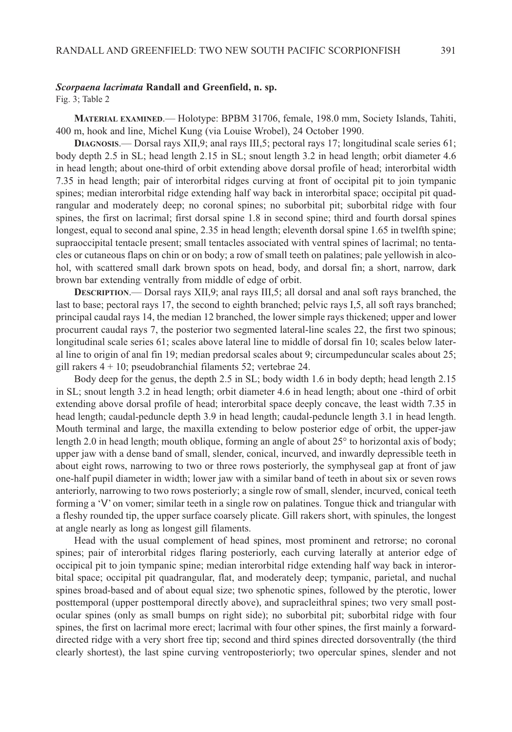### *Scorpaena lacrimata* Randall and Greenfield, n. sp.

Fig. 3; Table 2

**Material examined**.— Holotype: BPBM 31706, female, 198.0 mm, Society Islands, Tahiti, 400 m, hook and line, Michel Kung (via Louise Wrobel), 24 October 1990.

**Diagnosis**.— Dorsal rays XII,9; anal rays III,5; pectoral rays 17; longitudinal scale series 61; body depth 2.5 in SL; head length 2.15 in SL; snout length 3.2 in head length; orbit diameter 4.6 in head length; about one-third of orbit extending above dorsal profile of head; interorbital width 7.35 in head length; pair of interorbital ridges curving at front of occipital pit to join tympanic spines; median interorbital ridge extending half way back in interorbital space; occipital pit quadrangular and moderately deep; no coronal spines; no suborbital pit; suborbital ridge with four spines, the first on lacrimal; first dorsal spine 1.8 in second spine; third and fourth dorsal spines longest, equal to second anal spine, 2.35 in head length; eleventh dorsal spine 1.65 in twelfth spine; supraoccipital tentacle present; small tentacles associated with ventral spines of lacrimal; no tentacles or cutaneous flaps on chin or on body; a row of small teeth on palatines; pale yellowish in alcohol, with scattered small dark brown spots on head, body, and dorsal fin; a short, narrow, dark brown bar extending ventrally from middle of edge of orbit.

**Description**.— Dorsal rays XII,9; anal rays III,5; all dorsal and anal soft rays branched, the last to base; pectoral rays 17, the second to eighth branched; pelvic rays I,5, all soft rays branched; principal caudal rays 14, the median 12 branched, the lower simple rays thickened; upper and lower procurrent caudal rays 7, the posterior two segmented lateral-line scales 22, the first two spinous; longitudinal scale series 61; scales above lateral line to middle of dorsal fin 10; scales below lateral line to origin of anal fin 19; median predorsal scales about 9; circumpeduncular scales about 25; gill rakers 4 + 10; pseudobranchial filaments 52; vertebrae 24.

Body deep for the genus, the depth 2.5 in SL; body width 1.6 in body depth; head length 2.15 in SL; snout length 3.2 in head length; orbit diameter 4.6 in head length; about one -third of orbit extending above dorsal profile of head; interorbital space deeply concave, the least width 7.35 in head length; caudal-peduncle depth 3.9 in head length; caudal-peduncle length 3.1 in head length. Mouth terminal and large, the maxilla extending to below posterior edge of orbit, the upper-jaw length 2.0 in head length; mouth oblique, forming an angle of about 25° to horizontal axis of body; upper jaw with a dense band of small, slender, conical, incurved, and inwardly depressible teeth in about eight rows, narrowing to two or three rows posteriorly, the symphyseal gap at front of jaw one-half pupil diameter in width; lower jaw with a similar band of teeth in about six or seven rows anteriorly, narrowing to two rows posteriorly; a single row of small, slender, incurved, conical teeth forming a 'V' on vomer; similar teeth in a single row on palatines. Tongue thick and triangular with a fleshy rounded tip, the upper surface coarsely plicate. Gill rakers short, with spinules, the longest at angle nearly as long as longest gill filaments.

Head with the usual complement of head spines, most prominent and retrorse; no coronal spines; pair of interorbital ridges flaring posteriorly, each curving laterally at anterior edge of occipical pit to join tympanic spine; median interorbital ridge extending half way back in interorbital space; occipital pit quadrangular, flat, and moderately deep; tympanic, parietal, and nuchal spines broad-based and of about equal size; two sphenotic spines, followed by the pterotic, lower posttemporal (upper posttemporal directly above), and supracleithral spines; two very small postocular spines (only as small bumps on right side); no suborbital pit; suborbital ridge with four spines, the first on lacrimal more erect; lacrimal with four other spines, the first mainly a forward-directed ridge with a very short free tip; second and third spines directed dorsoventrally (the third clearly shortest), the last spine curving ventroposteriorly; two opercular spines, slender and not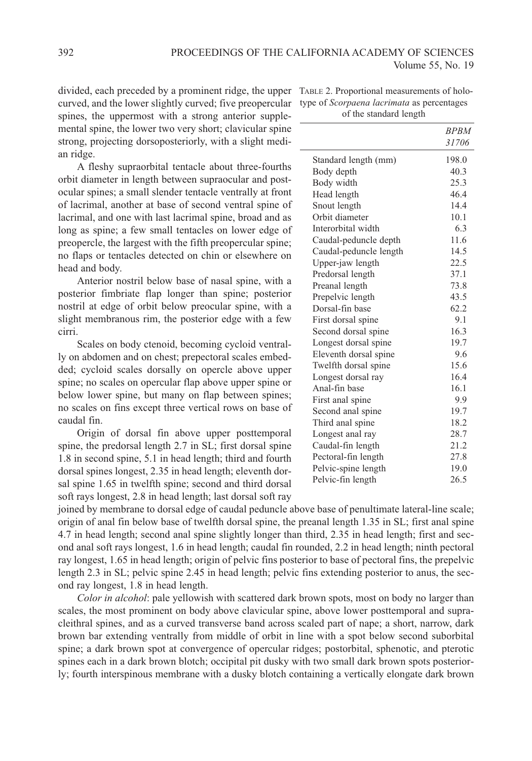divided, each preceded by a prominent ridge, the upper curved, and the lower slightly curved; five preopercular spines, the uppermost with a strong anterior supplemental spine, the lower two very short; clavicular spine strong, projecting dorsoposteriorly, with a slight median ridge.

A fleshy supraorbital tentacle about three-fourths orbit diameter in length between supraocular and postocular spines; a small slender tentacle ventrally at front of lacrimal, another at base of second ventral spine of lacrimal, and one with last lacrimal spine, broad and as long as spine; a few small tentacles on lower edge of preopercle, the largest with the fifth preopercular spine; no flaps or tentacles detected on chin or elsewhere on head and body.

Anterior nostril below base of nasal spine, with a posterior fimbriate flap longer than spine; posterior nostril at edge of orbit below preocular spine, with a slight membranous rim, the posterior edge with a few cirri.

Scales on body ctenoid, becoming cycloid ventrally on abdomen and on chest; prepectoral scales embedded; cycloid scales dorsally on opercle above upper spine; no scales on opercular flap above upper spine or below lower spine, but many on flap between spines; no scales on fins except three vertical rows on base of caudal fin.

Origin of dorsal fin above upper posttemporal spine, the predorsal length 2.7 in SL; first dorsal spine 1.8 in second spine, 5.1 in head length; third and fourth dorsal spines longest, 2.35 in head length; eleventh dorsal spine 1.65 in twelfth spine; second and third dorsal soft rays longest, 2.8 in head length; last dorsal soft ray joined by membrane to dorsal edge of caudal peduncle above base of penultimate lateral-line scale; origin of anal fin below base of twelfth dorsal spine, the preanal length 1.35 in SL; first anal spine 4.7 in head length; second anal spine slightly longer than third, 2.35 in head length; first and second anal soft rays longest, 1.6 in head length; caudal fin rounded, 2.2 in head length; ninth pectoral ray longest, 1.65 in head length; origin of pelvic fins posterior to base of pectoral fins, the prepelvic length 2.3 in SL; pelvic spine 2.45 in head length; pelvic fins extending posterior to anus, the second ray longest, 1.8 in head length.

TABLE 2. Proportional measurements of holotype of *Scorpaena lacrimata* as percentages of the standard length

| | *BPBM 31706* |
|---|---|
| Standard length (mm) | 198.0 |
| Body depth | 40.3 |
| Body width | 25.3 |
| Head length | 46.4 |
| Snout length | 14.4 |
| Orbit diameter | 10.1 |
| Interorbital width | 6.3 |
| Caudal-peduncle depth | 11.6 |
| Caudal-peduncle length | 14.5 |
| Upper-jaw length | 22.5 |
| Predorsal length | 37.1 |
| Preanal length | 73.8 |
| Prepelvic length | 43.5 |
| Dorsal-fin base | 62.2 |
| First dorsal spine | 9.1 |
| Second dorsal spine | 16.3 |
| Longest dorsal spine | 19.7 |
| Eleventh dorsal spine | 9.6 |
| Twelfth dorsal spine | 15.6 |
| Longest dorsal ray | 16.4 |
| Anal-fin base | 16.1 |
| First anal spine | 9.9 |
| Second anal spine | 19.7 |
| Third anal spine | 18.2 |
| Longest anal ray | 28.7 |
| Caudal-fin length | 21.2 |
| Pectoral-fin length | 27.8 |
| Pelvic-spine length | 19.0 |
| Pelvic-fin length | 26.5 |

*Color in alcohol*: pale yellowish with scattered dark brown spots, most on body no larger than scales, the most prominent on body above clavicular spine, above lower posttemporal and supracleithral spines, and as a curved transverse band across scaled part of nape; a short, narrow, dark brown bar extending ventrally from middle of orbit in line with a spot below second suborbital spine; a dark brown spot at convergence of opercular ridges; postorbital, sphenotic, and pterotic spines each in a dark brown blotch; occipital pit dusky with two small dark brown spots posteriorly; fourth interspinous membrane with a dusky blotch containing a vertically elongate dark brown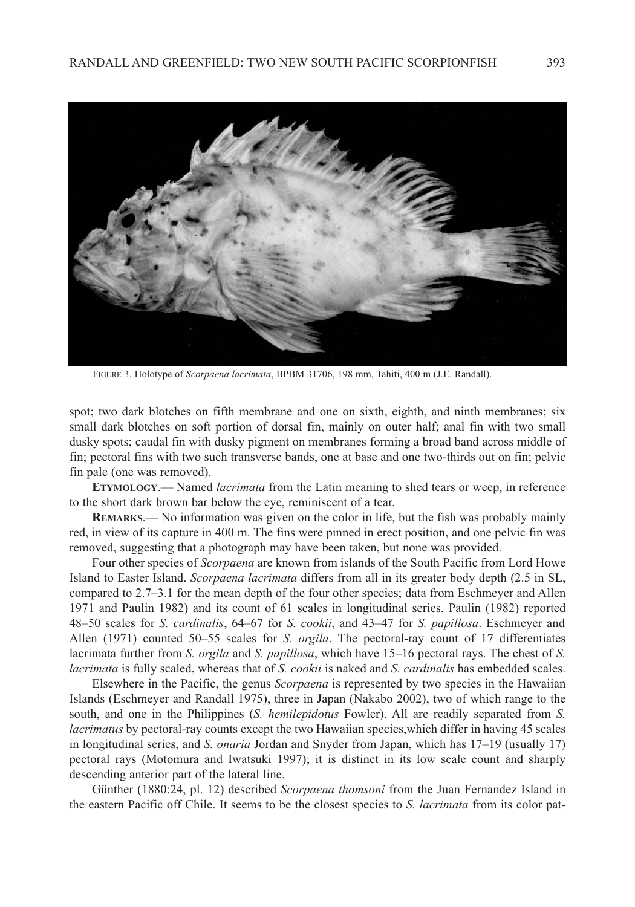FIGURE 3. Holotype of *Scorpaena lacrimata*, BPBM 31706, 198 mm, Tahiti, 400 m (J.E. Randall).

spot; two dark blotches on fifth membrane and one on sixth, eighth, and ninth membranes; six small dark blotches on soft portion of dorsal fin, mainly on outer half; anal fin with two small dusky spots; caudal fin with dusky pigment on membranes forming a broad band across middle of fin; pectoral fins with two such transverse bands, one at base and one two-thirds out on fin; pelvic fin pale (one was removed).

**ETYMOLOGY**.— Named *lacrimata* from the Latin meaning to shed tears or weep, in reference to the short dark brown bar below the eye, reminiscent of a tear.

**REMARKS**.— No information was given on the color in life, but the fish was probably mainly red, in view of its capture in 400 m. The fins were pinned in erect position, and one pelvic fin was removed, suggesting that a photograph may have been taken, but none was provided.

Four other species of *Scorpaena* are known from islands of the South Pacific from Lord Howe Island to Easter Island. *Scorpaena lacrimata* differs from all in its greater body depth (2.5 in SL, compared to 2.7–3.1 for the mean depth of the four other species; data from Eschmeyer and Allen 1971 and Paulin 1982) and its count of 61 scales in longitudinal series. Paulin (1982) reported 48–50 scales for *S. cardinalis*, 64–67 for *S. cookii*, and 43–47 for *S. papillosa*. Eschmeyer and Allen (1971) counted 50–55 scales for *S. orgila*. The pectoral-ray count of 17 differentiates lacrimata further from *S. orgila* and *S. papillosa*, which have 15–16 pectoral rays. The chest of *S. lacrimata* is fully scaled, whereas that of *S. cookii* is naked and *S. cardinalis* has embedded scales.

Elsewhere in the Pacific, the genus *Scorpaena* is represented by two species in the Hawaiian Islands (Eschmeyer and Randall 1975), three in Japan (Nakabo 2002), two of which range to the south, and one in the Philippines (*S. hemilepidotus* Fowler). All are readily separated from *S. lacrimatus* by pectoral-ray counts except the two Hawaiian species,which differ in having 45 scales in longitudinal series, and *S. onaria* Jordan and Snyder from Japan, which has 17–19 (usually 17) pectoral rays (Motomura and Iwatsuki 1997); it is distinct in its low scale count and sharply descending anterior part of the lateral line.

Günther (1880:24, pl. 12) described *Scorpaena thomsoni* from the Juan Fernandez Island in the eastern Pacific off Chile. It seems to be the closest species to *S. lacrimata* from its color pat-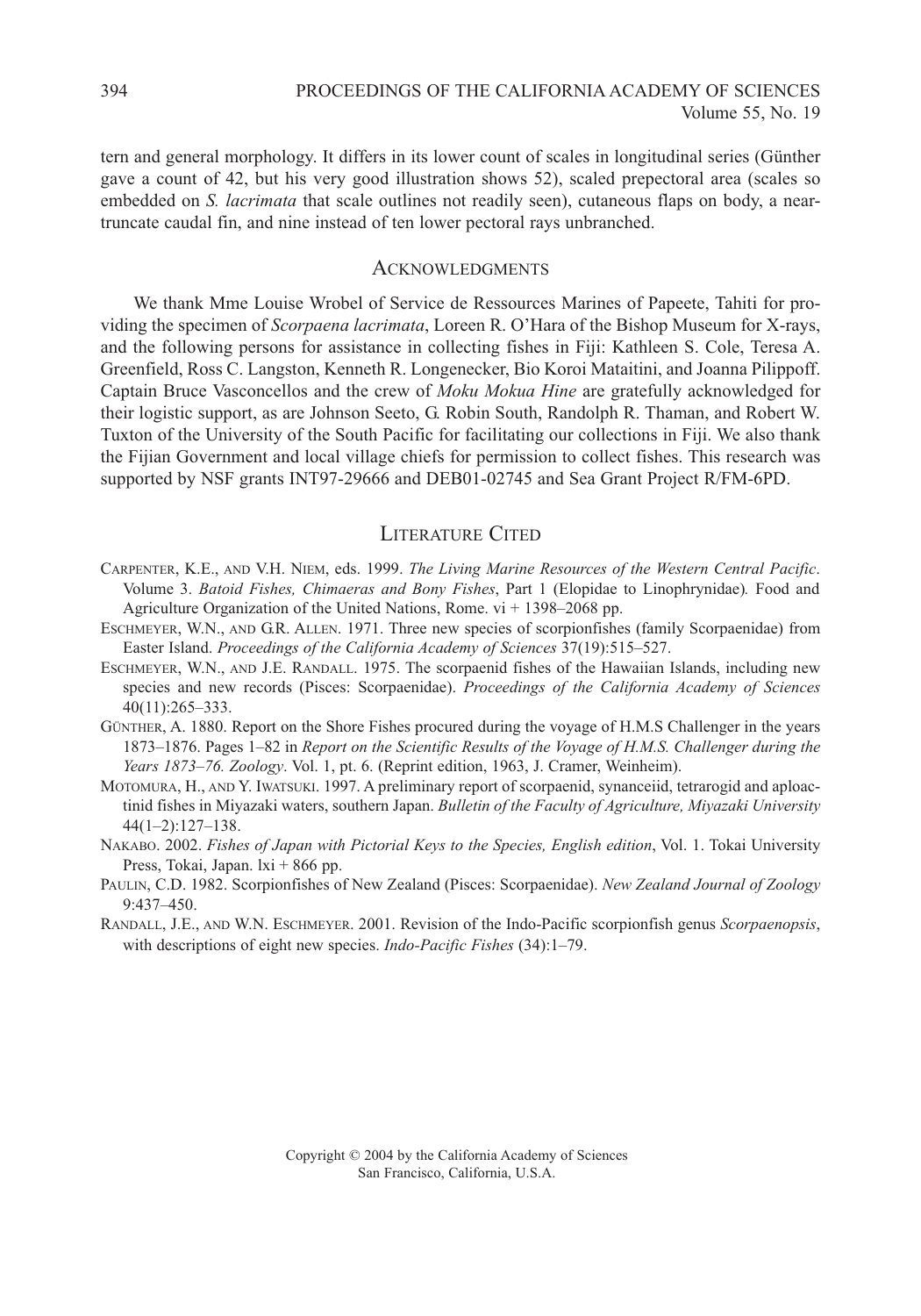tern and general morphology. It differs in its lower count of scales in longitudinal series (Günther gave a count of 42, but his very good illustration shows 52), scaled prepectoral area (scales so embedded on *S. lacrimata* that scale outlines not readily seen), cutaneous flaps on body, a near-truncate caudal fin, and nine instead of ten lower pectoral rays unbranched.

## Acknowledgments

We thank Mme Louise Wrobel of Service de Ressources Marines of Papeete, Tahiti for providing the specimen of *Scorpaena lacrimata*, Loreen R. O'Hara of the Bishop Museum for X-rays, and the following persons for assistance in collecting fishes in Fiji: Kathleen S. Cole, Teresa A. Greenfield, Ross C. Langston, Kenneth R. Longenecker, Bio Koroi Mataitini, and Joanna Pilippoff. Captain Bruce Vasconcellos and the crew of *Moku Mokua Hine* are gratefully acknowledged for their logistic support, as are Johnson Seeto, G. Robin South, Randolph R. Thaman, and Robert W. Tuxton of the University of the South Pacific for facilitating our collections in Fiji. We also thank the Fijian Government and local village chiefs for permission to collect fishes. This research was supported by NSF grants INT97-29666 and DEB01-02745 and Sea Grant Project R/FM-6PD.

## Literature Cited

Carpenter, K.E., and V.H. Niem, eds. 1999. *The Living Marine Resources of the Western Central Pacific*. Volume 3. *Batoid Fishes, Chimaeras and Bony Fishes*, Part 1 (Elopidae to Linophrynidae)*.* Food and Agriculture Organization of the United Nations, Rome. vi + 1398–2068 pp.

Eschmeyer, W.N., and G.R. Allen. 1971. Three new species of scorpionfishes (family Scorpaenidae) from Easter Island. *Proceedings of the California Academy of Sciences* 37(19):515–527.

Eschmeyer, W.N., and J.E. Randall. 1975. The scorpaenid fishes of the Hawaiian Islands, including new species and new records (Pisces: Scorpaenidae). *Proceedings of the California Academy of Sciences* 40(11):265–333.

Günther, A. 1880. Report on the Shore Fishes procured during the voyage of H.M.S Challenger in the years 1873–1876. Pages 1–82 in *Report on the Scientific Results of the Voyage of H.M.S. Challenger during the Years 1873–76. Zoology*. Vol. 1, pt. 6. (Reprint edition, 1963, J. Cramer, Weinheim).

Motomura, H., and Y. Iwatsuki. 1997. A preliminary report of scorpaenid, synanceiid, tetrarogid and aploactinid fishes in Miyazaki waters, southern Japan. *Bulletin of the Faculty of Agriculture, Miyazaki University* 44(1–2):127–138.

Nakabo. 2002. *Fishes of Japan with Pictorial Keys to the Species, English edition*, Vol. 1. Tokai University Press, Tokai, Japan. lxi + 866 pp.

Paulin, C.D. 1982. Scorpionfishes of New Zealand (Pisces: Scorpaenidae). *New Zealand Journal of Zoology* 9:437–450.

Randall, J.E., and W.N. Eschmeyer. 2001. Revision of the Indo-Pacific scorpionfish genus *Scorpaenopsis*, with descriptions of eight new species. *Indo-Pacific Fishes* (34):1–79.

Copyright © 2004 by the California Academy of Sciences
San Francisco, California, U.S.A.